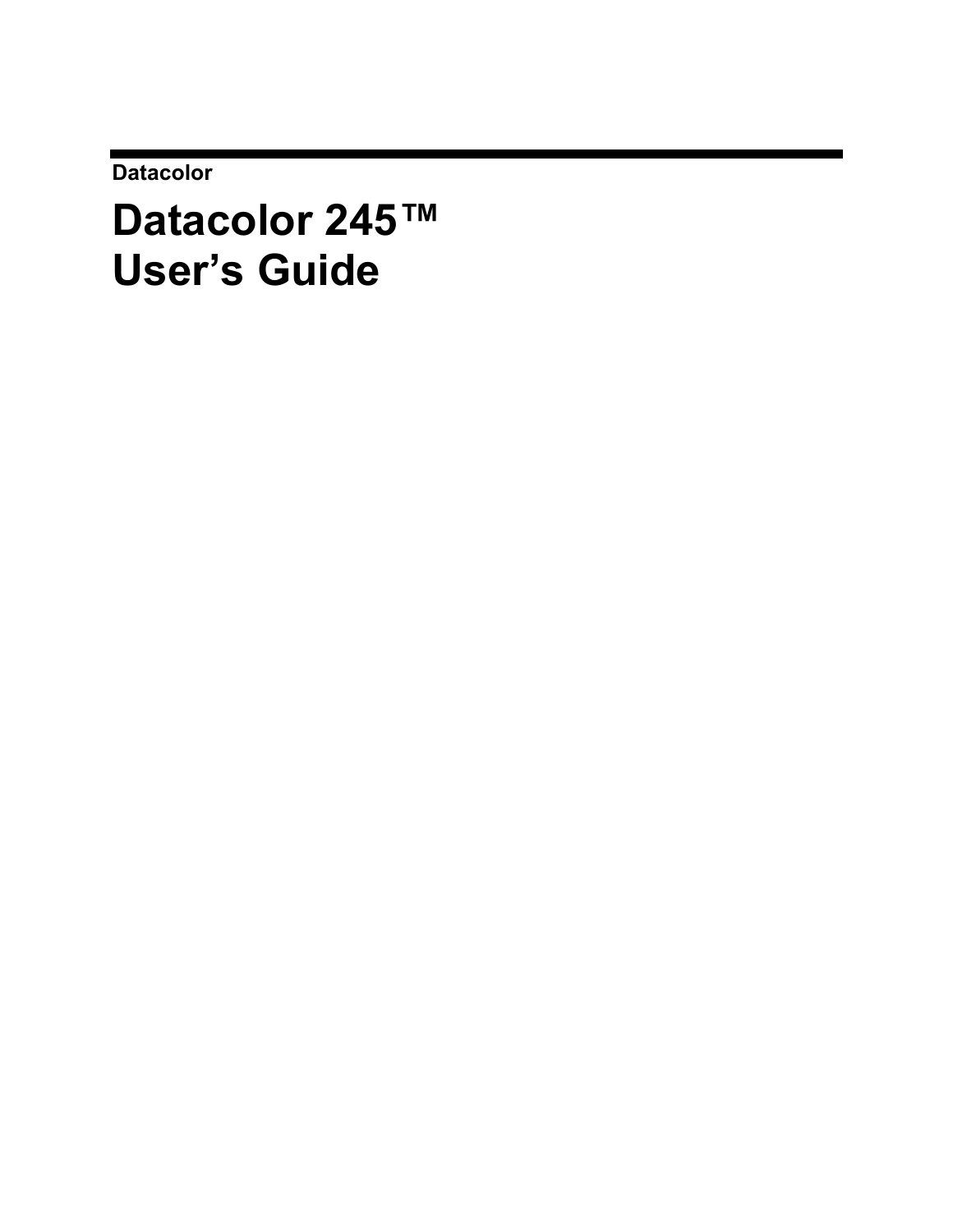Datacolor

# Datacolor 245™
# User's Guide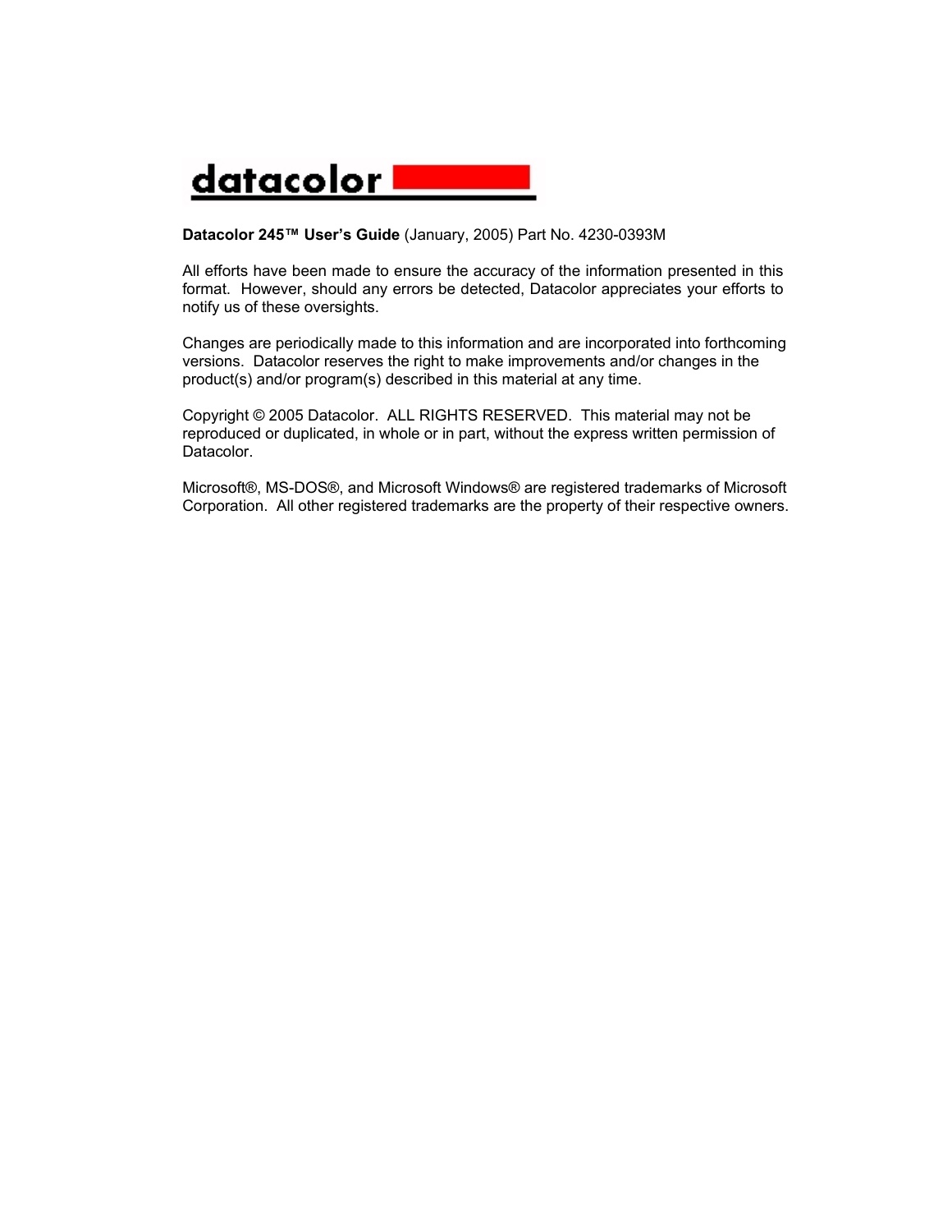datacolor

**Datacolor 245™ User's Guide** (January, 2005) Part No. 4230-0393M

All efforts have been made to ensure the accuracy of the information presented in this format. However, should any errors be detected, Datacolor appreciates your efforts to notify us of these oversights.

Changes are periodically made to this information and are incorporated into forthcoming versions. Datacolor reserves the right to make improvements and/or changes in the product(s) and/or program(s) described in this material at any time.

Copyright © 2005 Datacolor. ALL RIGHTS RESERVED. This material may not be reproduced or duplicated, in whole or in part, without the express written permission of Datacolor.

Microsoft®, MS-DOS®, and Microsoft Windows® are registered trademarks of Microsoft Corporation. All other registered trademarks are the property of their respective owners.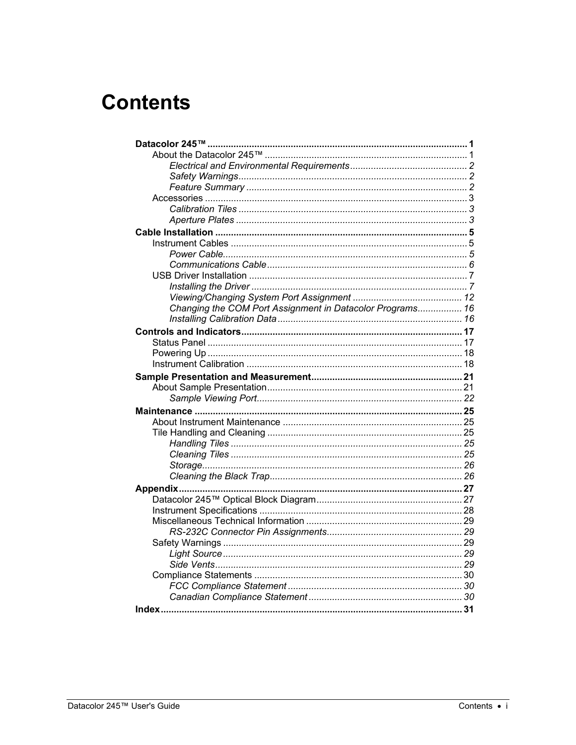# Contents

**Datacolor 245™ .................................................................................................... 1**
- About the Datacolor 245™ ............................................................................. 1
  - *Electrical and Environmental Requirements ............................................ 2*
  - *Safety Warnings ....................................................................................... 2*
  - *Feature Summary .................................................................................... 2*
- Accessories .................................................................................................... 3
  - *Calibration Tiles ....................................................................................... 3*
  - *Aperture Plates ........................................................................................ 3*

**Cable Installation ................................................................................................ 5**
- Instrument Cables .......................................................................................... 5
  - *Power Cable ............................................................................................. 5*
  - *Communications Cable ............................................................................ 6*
- USB Driver Installation ................................................................................... 7
  - *Installing the Driver .................................................................................. 7*
  - *Viewing/Changing System Port Assignment .......................................... 12*
  - *Changing the COM Port Assignment in Datacolor Programs ................. 16*
  - *Installing Calibration Data ...................................................................... 16*

**Controls and Indicators .................................................................................... 17**
- Status Panel ................................................................................................. 17
- Powering Up ................................................................................................. 18
- Instrument Calibration .................................................................................. 18

**Sample Presentation and Measurement .......................................................... 21**
- About Sample Presentation .......................................................................... 21
  - *Sample Viewing Port .............................................................................. 22*

**Maintenance ..................................................................................................... 25**
- About Instrument Maintenance .................................................................... 25
- Tile Handling and Cleaning .......................................................................... 25
  - *Handling Tiles ........................................................................................ 25*
  - *Cleaning Tiles ........................................................................................ 25*
  - *Storage ................................................................................................... 26*
  - *Cleaning the Black Trap ......................................................................... 26*

**Appendix ............................................................................................................ 27**
- Datacolor 245™ Optical Block Diagram ....................................................... 27
- Instrument Specifications ............................................................................. 28
- Miscellaneous Technical Information ........................................................... 29
  - *RS-232C Connector Pin Assignments .................................................... 29*
- Safety Warnings ........................................................................................... 29
  - *Light Source ........................................................................................... 29*
  - *Side Vents .............................................................................................. 29*
- Compliance Statements ............................................................................... 30
  - *FCC Compliance Statement .................................................................. 30*
  - *Canadian Compliance Statement .......................................................... 30*

**Index ................................................................................................................... 31**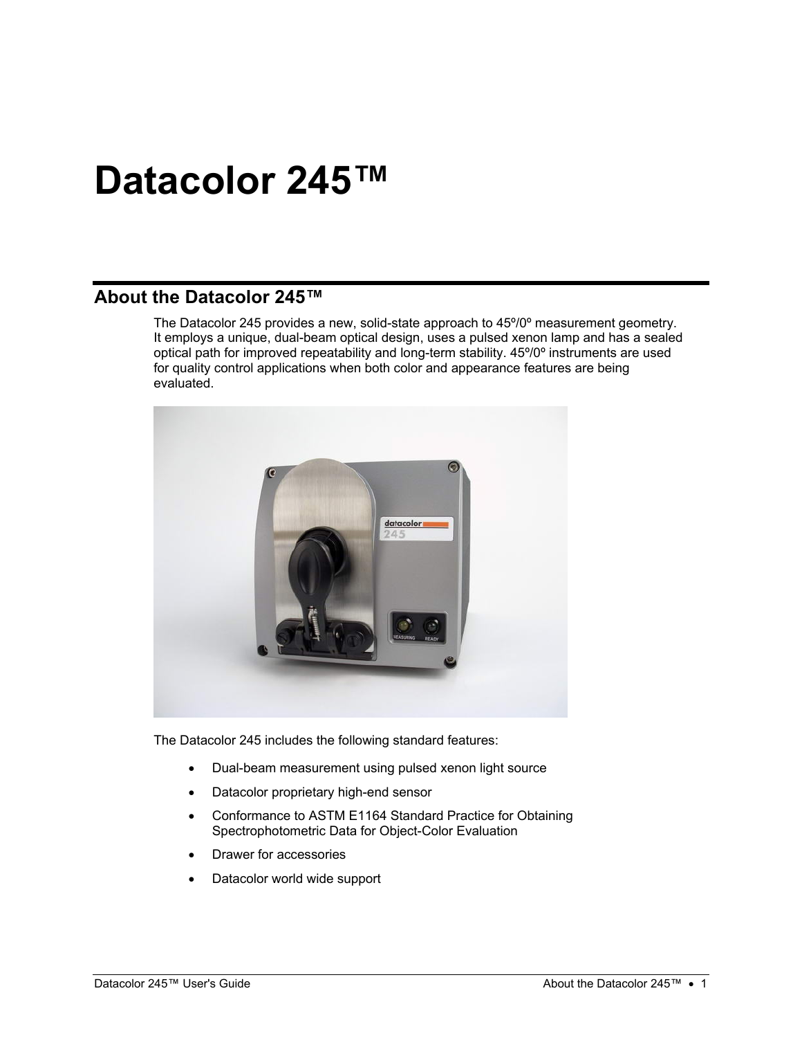# Datacolor 245™

## About the Datacolor 245™

The Datacolor 245 provides a new, solid-state approach to 45º/0º measurement geometry. It employs a unique, dual-beam optical design, uses a pulsed xenon lamp and has a sealed optical path for improved repeatability and long-term stability. 45º/0º instruments are used for quality control applications when both color and appearance features are being evaluated.

The Datacolor 245 includes the following standard features:

- Dual-beam measurement using pulsed xenon light source
- Datacolor proprietary high-end sensor
- Conformance to ASTM E1164 Standard Practice for Obtaining Spectrophotometric Data for Object-Color Evaluation
- Drawer for accessories
- Datacolor world wide support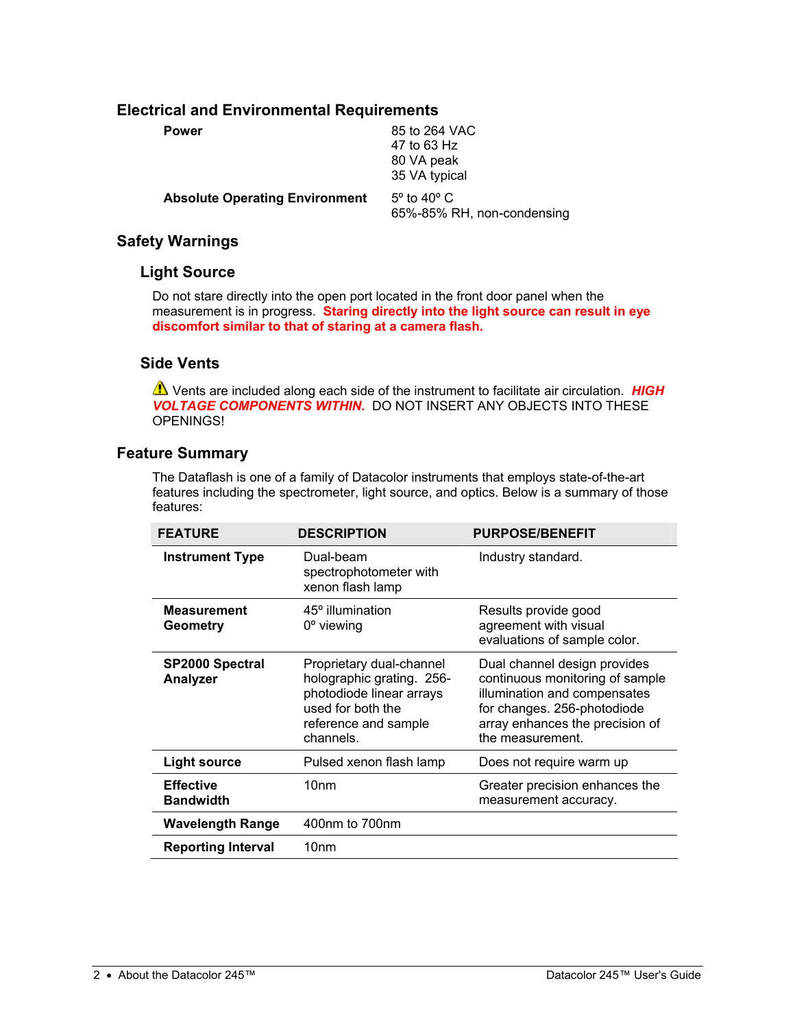## Electrical and Environmental Requirements

| | |
|---|---|
| **Power** | 85 to 264 VAC<br>47 to 63 Hz<br>80 VA peak<br>35 VA typical |
| **Absolute Operating Environment** | 5º to 40º C<br>65%-85% RH, non-condensing |

## Safety Warnings

### Light Source

Do not stare directly into the open port located in the front door panel when the measurement is in progress. **Staring directly into the light source can result in eye discomfort similar to that of staring at a camera flash.**

### Side Vents

⚠ Vents are included along each side of the instrument to facilitate air circulation. ***HIGH VOLTAGE COMPONENTS WITHIN.*** DO NOT INSERT ANY OBJECTS INTO THESE OPENINGS!

## Feature Summary

The Dataflash is one of a family of Datacolor instruments that employs state-of-the-art features including the spectrometer, light source, and optics. Below is a summary of those features:

| FEATURE | DESCRIPTION | PURPOSE/BENEFIT |
|---|---|---|
| **Instrument Type** | Dual-beam spectrophotometer with xenon flash lamp | Industry standard. |
| **Measurement Geometry** | 45º illumination<br>0º viewing | Results provide good agreement with visual evaluations of sample color. |
| **SP2000 Spectral Analyzer** | Proprietary dual-channel holographic grating. 256-photodiode linear arrays used for both the reference and sample channels. | Dual channel design provides continuous monitoring of sample illumination and compensates for changes. 256-photodiode array enhances the precision of the measurement. |
| **Light source** | Pulsed xenon flash lamp | Does not require warm up |
| **Effective Bandwidth** | 10nm | Greater precision enhances the measurement accuracy. |
| **Wavelength Range** | 400nm to 700nm | |
| **Reporting Interval** | 10nm | |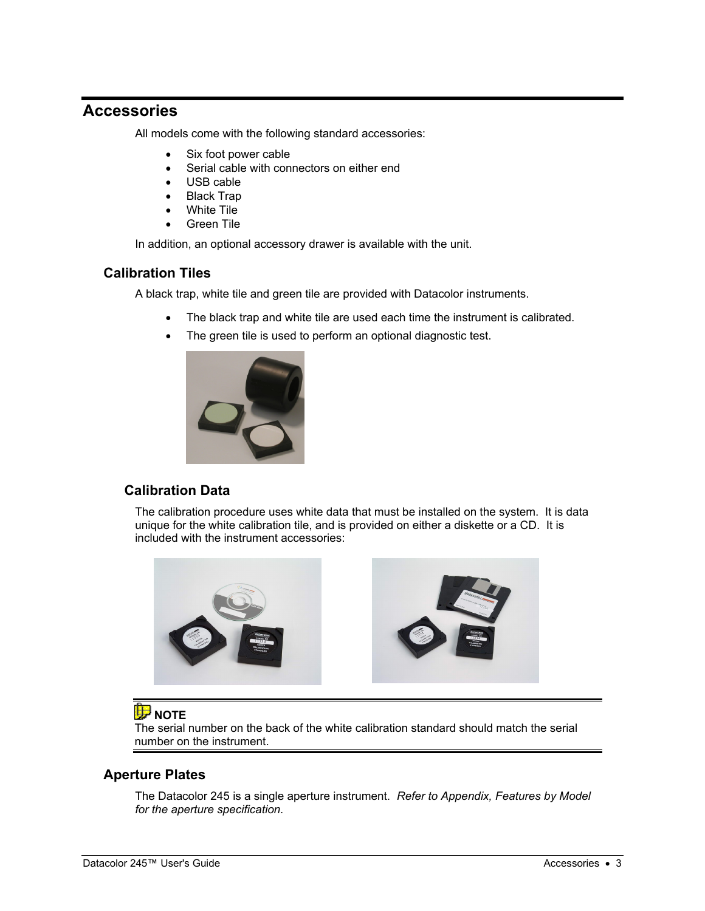# Accessories

All models come with the following standard accessories:

- Six foot power cable
- Serial cable with connectors on either end
- USB cable
- Black Trap
- White Tile
- Green Tile

In addition, an optional accessory drawer is available with the unit.

## Calibration Tiles

A black trap, white tile and green tile are provided with Datacolor instruments.

- The black trap and white tile are used each time the instrument is calibrated.
- The green tile is used to perform an optional diagnostic test.

### Calibration Data

The calibration procedure uses white data that must be installed on the system. It is data unique for the white calibration tile, and is provided on either a diskette or a CD. It is included with the instrument accessories:

**NOTE**
The serial number on the back of the white calibration standard should match the serial number on the instrument.

## Aperture Plates

The Datacolor 245 is a single aperture instrument. *Refer to Appendix, Features by Model for the aperture specification.*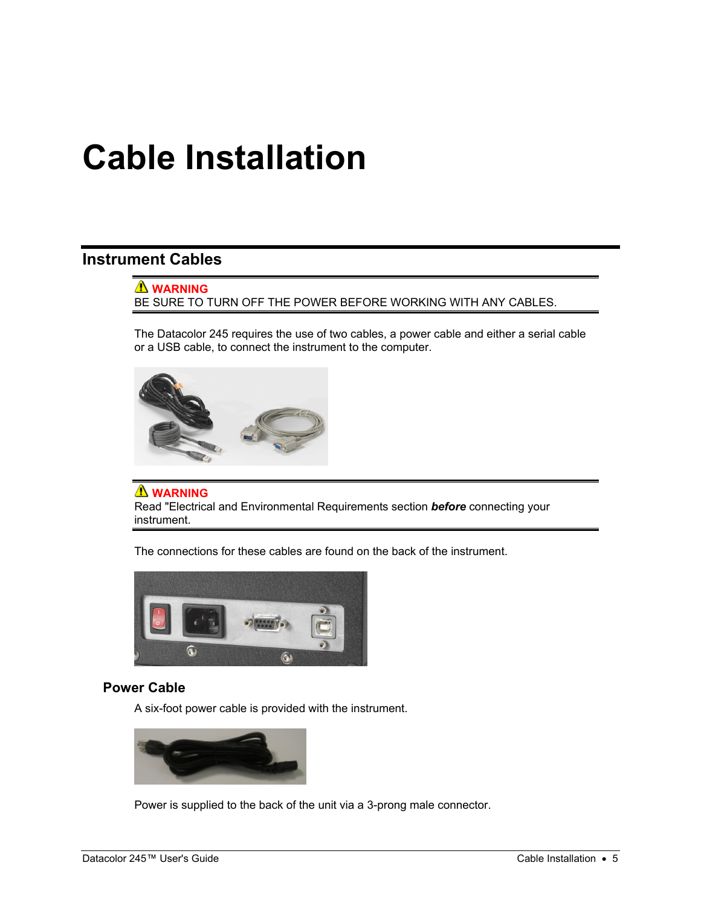# Cable Installation

## Instrument Cables

⚠ **WARNING**
BE SURE TO TURN OFF THE POWER BEFORE WORKING WITH ANY CABLES.

The Datacolor 245 requires the use of two cables, a power cable and either a serial cable or a USB cable, to connect the instrument to the computer.

⚠ **WARNING**
Read "Electrical and Environmental Requirements section ***before*** connecting your instrument.

The connections for these cables are found on the back of the instrument.

### Power Cable

A six-foot power cable is provided with the instrument.

Power is supplied to the back of the unit via a 3-prong male connector.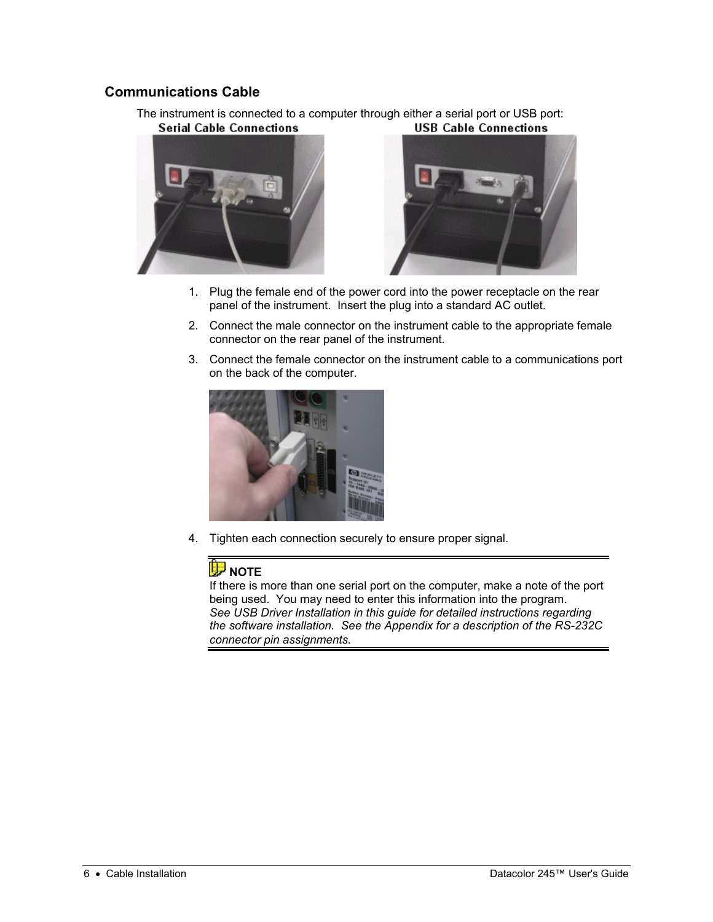## Communications Cable

The instrument is connected to a computer through either a serial port or USB port:

Serial Cable Connections

USB Cable Connections

1. Plug the female end of the power cord into the power receptacle on the rear panel of the instrument. Insert the plug into a standard AC outlet.
2. Connect the male connector on the instrument cable to the appropriate female connector on the rear panel of the instrument.
3. Connect the female connector on the instrument cable to a communications port on the back of the computer.
4. Tighten each connection securely to ensure proper signal.

**NOTE**
If there is more than one serial port on the computer, make a note of the port being used. You may need to enter this information into the program.
*See USB Driver Installation in this guide for detailed instructions regarding the software installation. See the Appendix for a description of the RS-232C connector pin assignments.*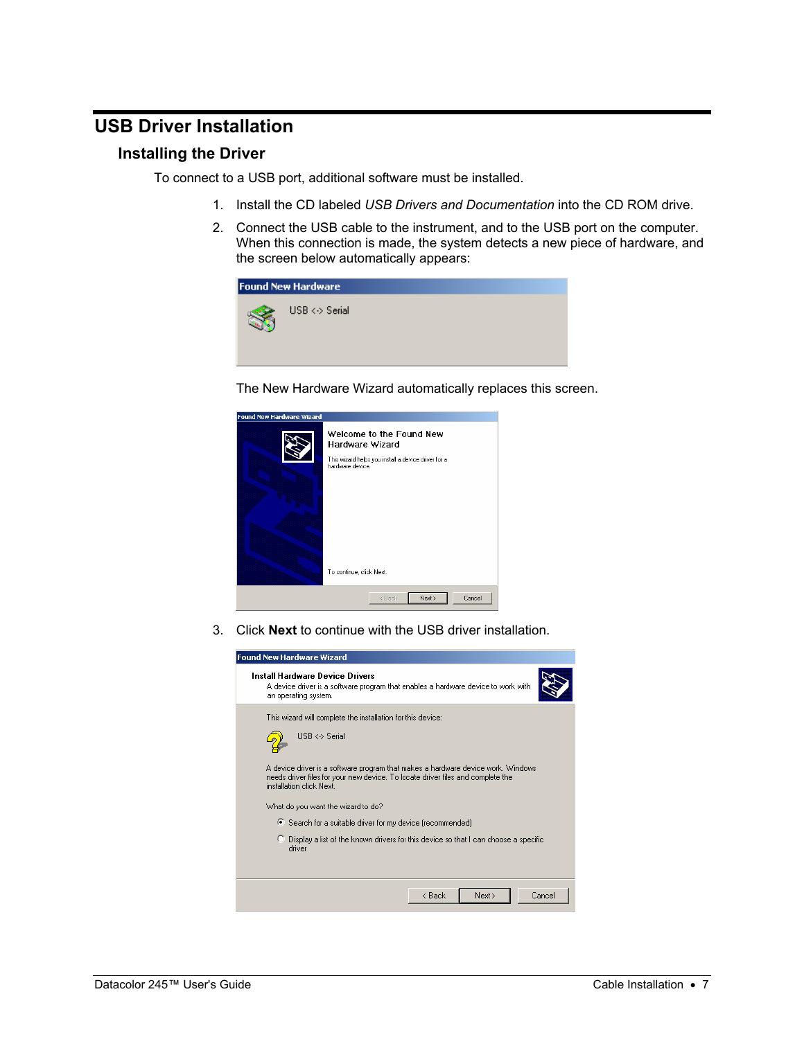# USB Driver Installation

## Installing the Driver

To connect to a USB port, additional software must be installed.

1. Install the CD labeled *USB Drivers and Documentation* into the CD ROM drive.
2. Connect the USB cable to the instrument, and to the USB port on the computer. When this connection is made, the system detects a new piece of hardware, and the screen below automatically appears:

   The New Hardware Wizard automatically replaces this screen.

3. Click **Next** to continue with the USB driver installation.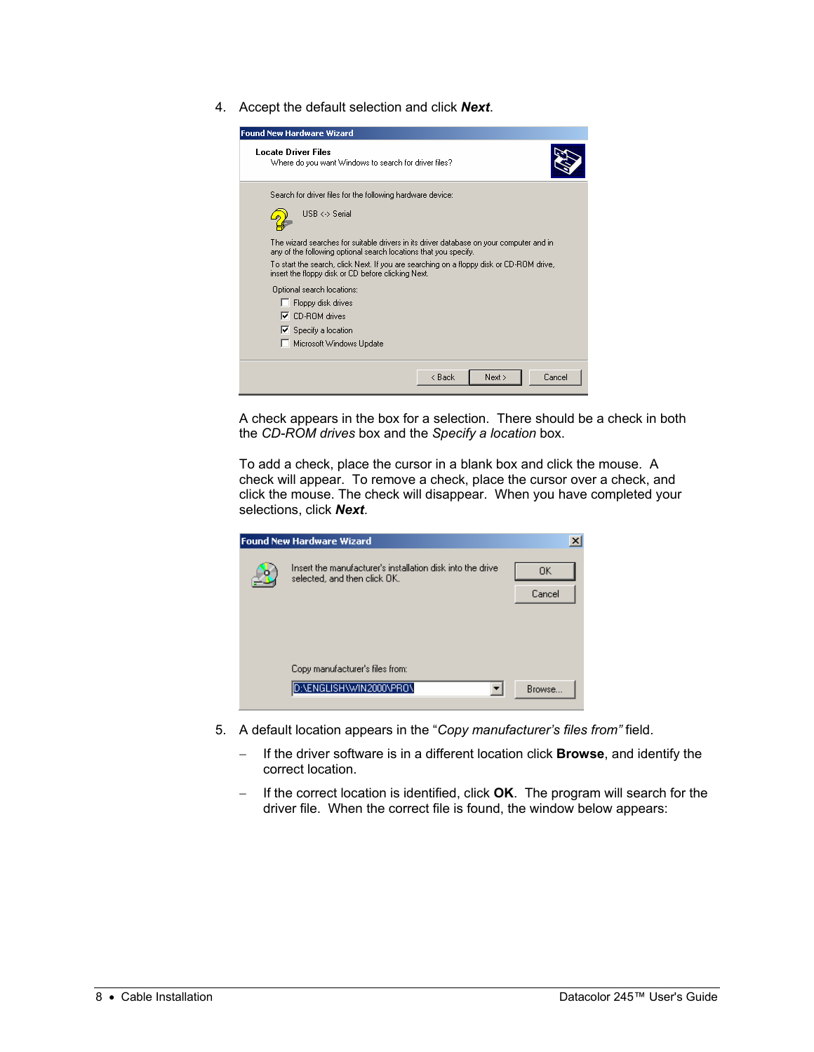4. Accept the default selection and click ***Next***.

A check appears in the box for a selection. There should be a check in both the *CD-ROM drives* box and the *Specify a location* box.

To add a check, place the cursor in a blank box and click the mouse. A check will appear. To remove a check, place the cursor over a check, and click the mouse. The check will disappear. When you have completed your selections, click ***Next***.

5. A default location appears in the "*Copy manufacturer's files from"* field.

   – If the driver software is in a different location click **Browse**, and identify the correct location.

   – If the correct location is identified, click **OK**. The program will search for the driver file. When the correct file is found, the window below appears: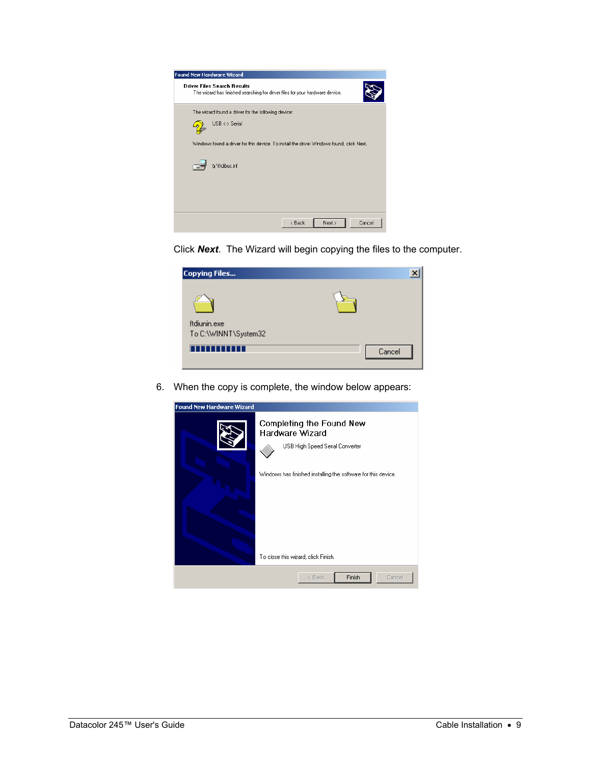Click ***Next***. The Wizard will begin copying the files to the computer.

6. When the copy is complete, the window below appears: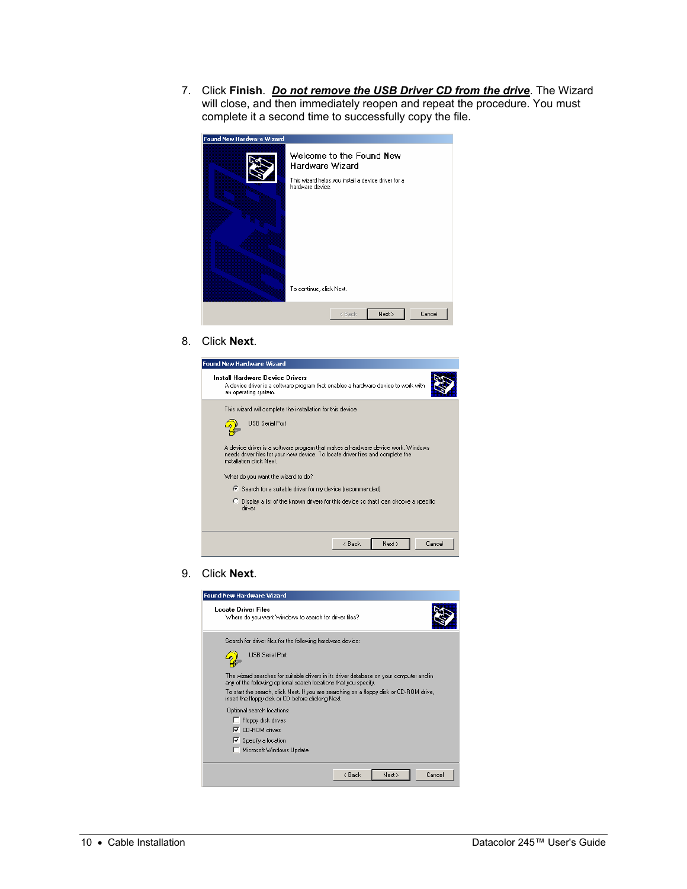7. Click **Finish**. ***Do not remove the USB Driver CD from the drive***. The Wizard will close, and then immediately reopen and repeat the procedure. You must complete it a second time to successfully copy the file.

8. Click **Next**.

9. Click **Next**.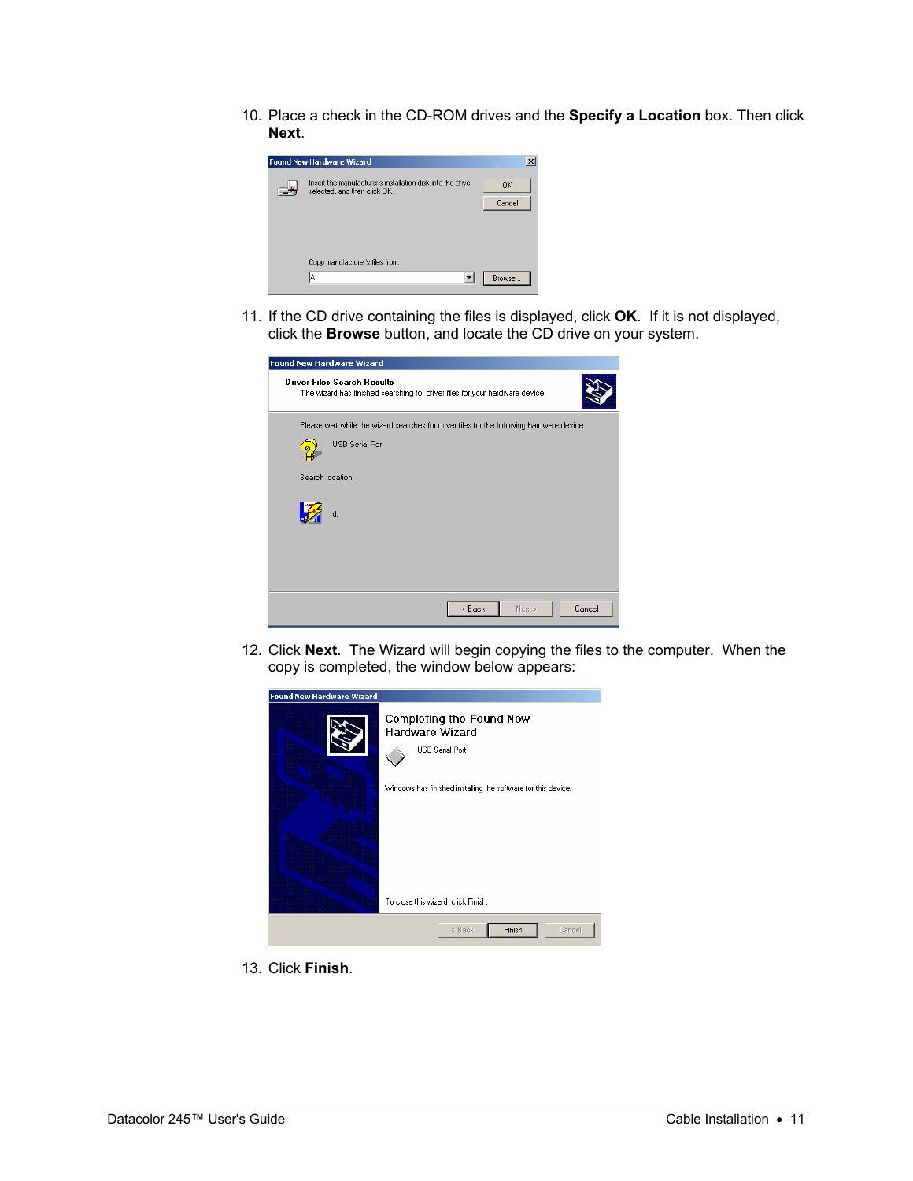10. Place a check in the CD-ROM drives and the **Specify a Location** box. Then click **Next**.

11. If the CD drive containing the files is displayed, click **OK**. If it is not displayed, click the **Browse** button, and locate the CD drive on your system.

12. Click **Next**. The Wizard will begin copying the files to the computer. When the copy is completed, the window below appears:

13. Click **Finish**.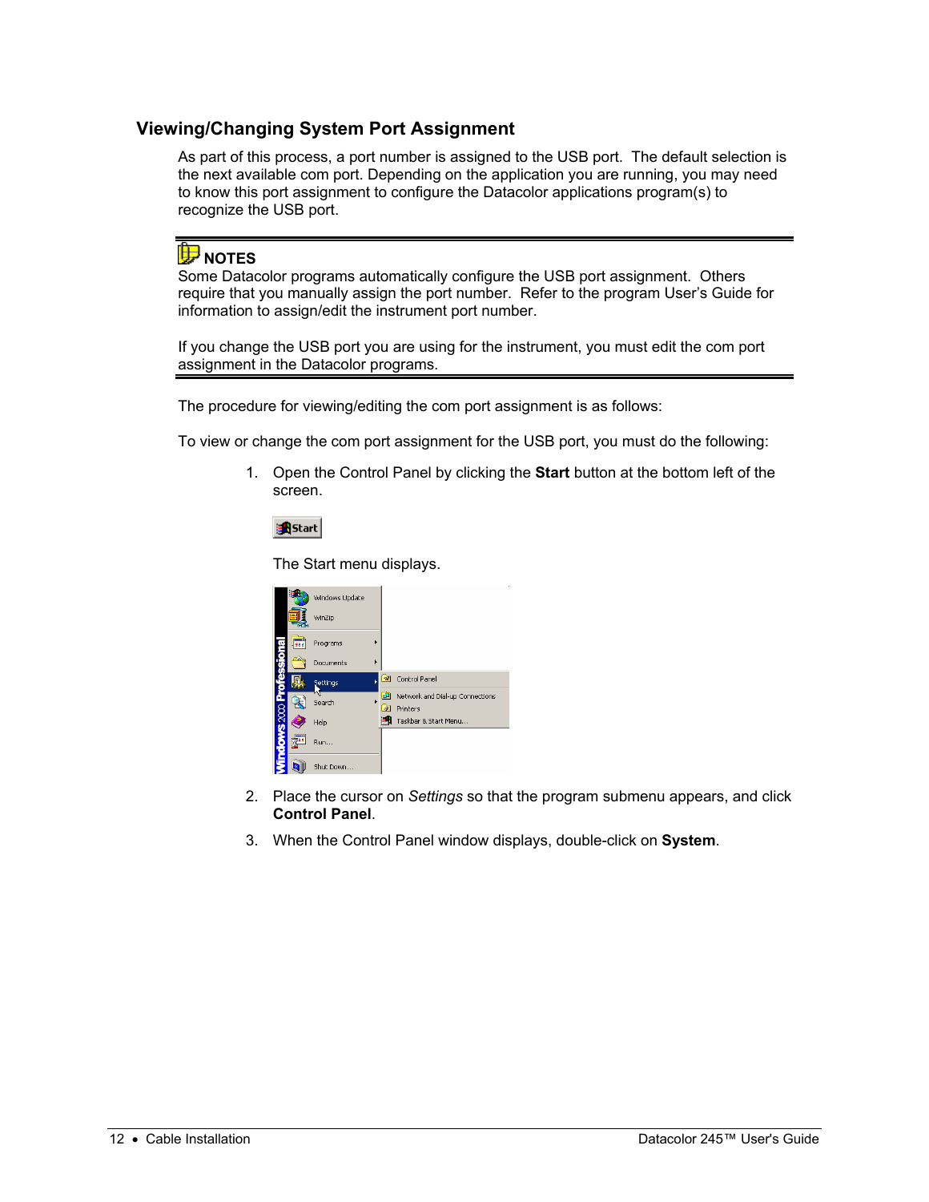## Viewing/Changing System Port Assignment

As part of this process, a port number is assigned to the USB port. The default selection is the next available com port. Depending on the application you are running, you may need to know this port assignment to configure the Datacolor applications program(s) to recognize the USB port.

---

**NOTES**

Some Datacolor programs automatically configure the USB port assignment. Others require that you manually assign the port number. Refer to the program User's Guide for information to assign/edit the instrument port number.

If you change the USB port you are using for the instrument, you must edit the com port assignment in the Datacolor programs.

---

The procedure for viewing/editing the com port assignment is as follows:

To view or change the com port assignment for the USB port, you must do the following:

1. Open the Control Panel by clicking the **Start** button at the bottom left of the screen.

   The Start menu displays.

2. Place the cursor on *Settings* so that the program submenu appears, and click **Control Panel**.

3. When the Control Panel window displays, double-click on **System**.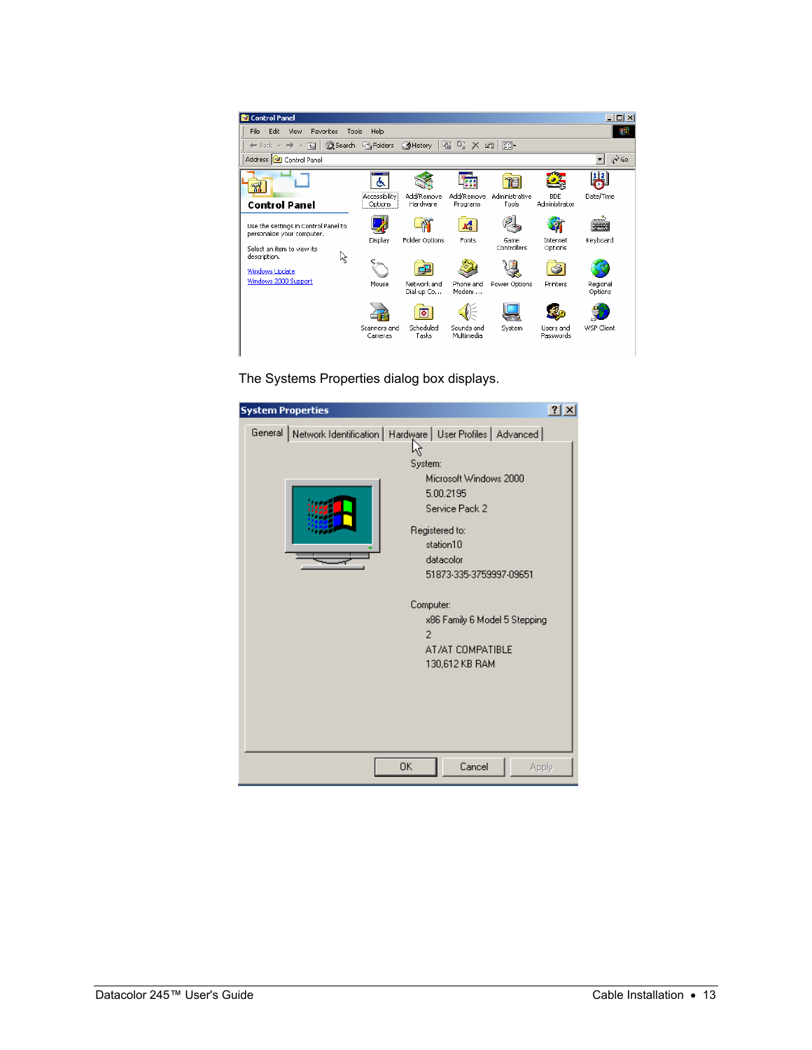The Systems Properties dialog box displays.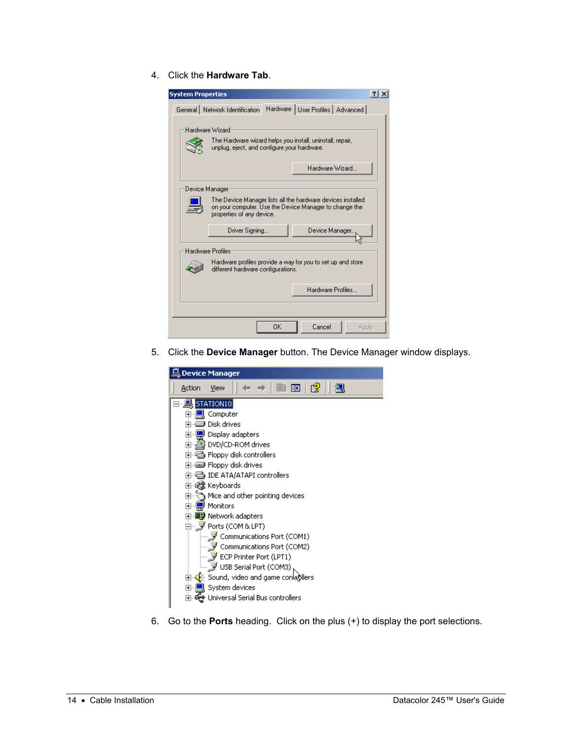4. Click the **Hardware Tab**.

5. Click the **Device Manager** button. The Device Manager window displays.

6. Go to the **Ports** heading. Click on the plus (+) to display the port selections.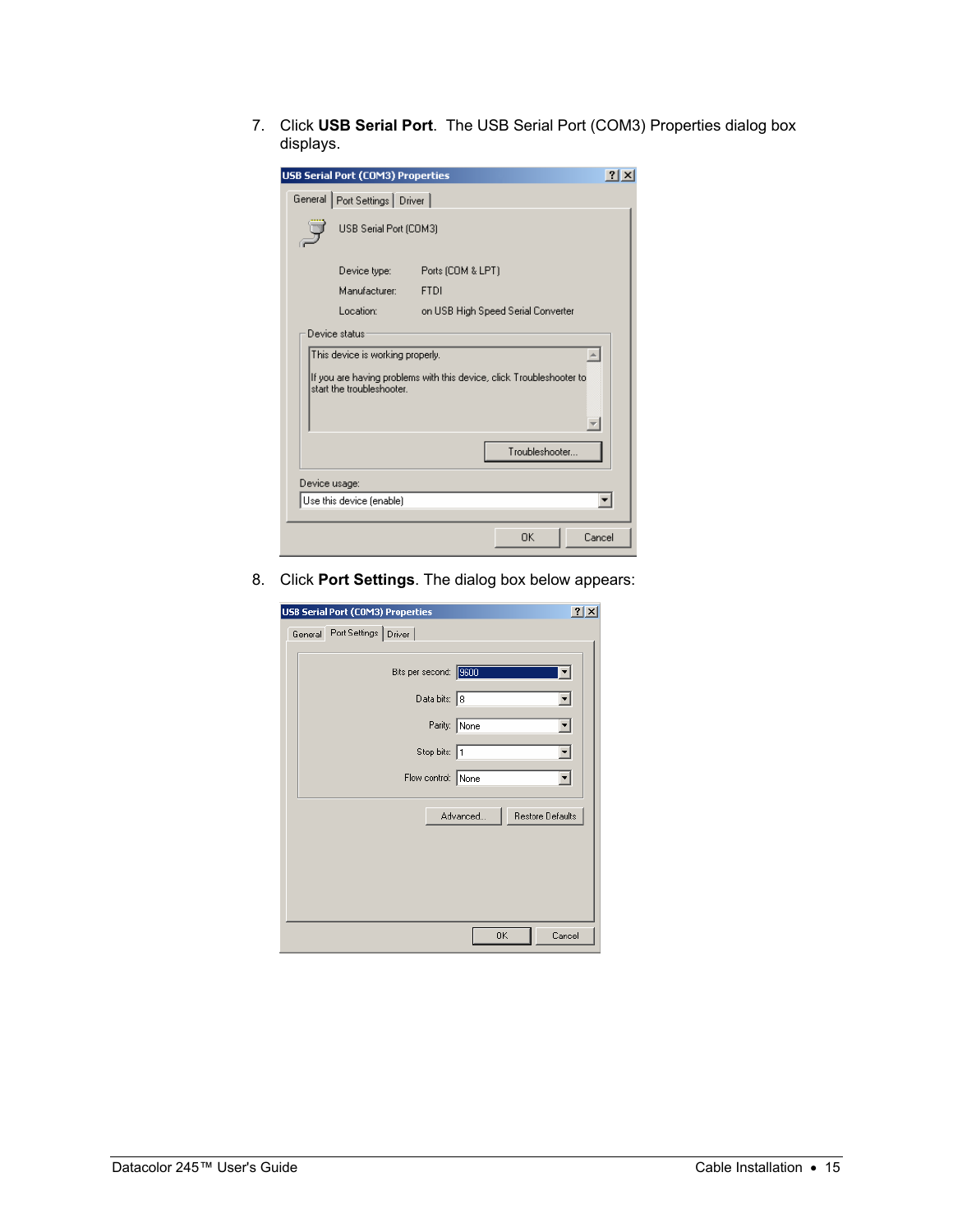7. Click **USB Serial Port**. The USB Serial Port (COM3) Properties dialog box displays.

8. Click **Port Settings**. The dialog box below appears: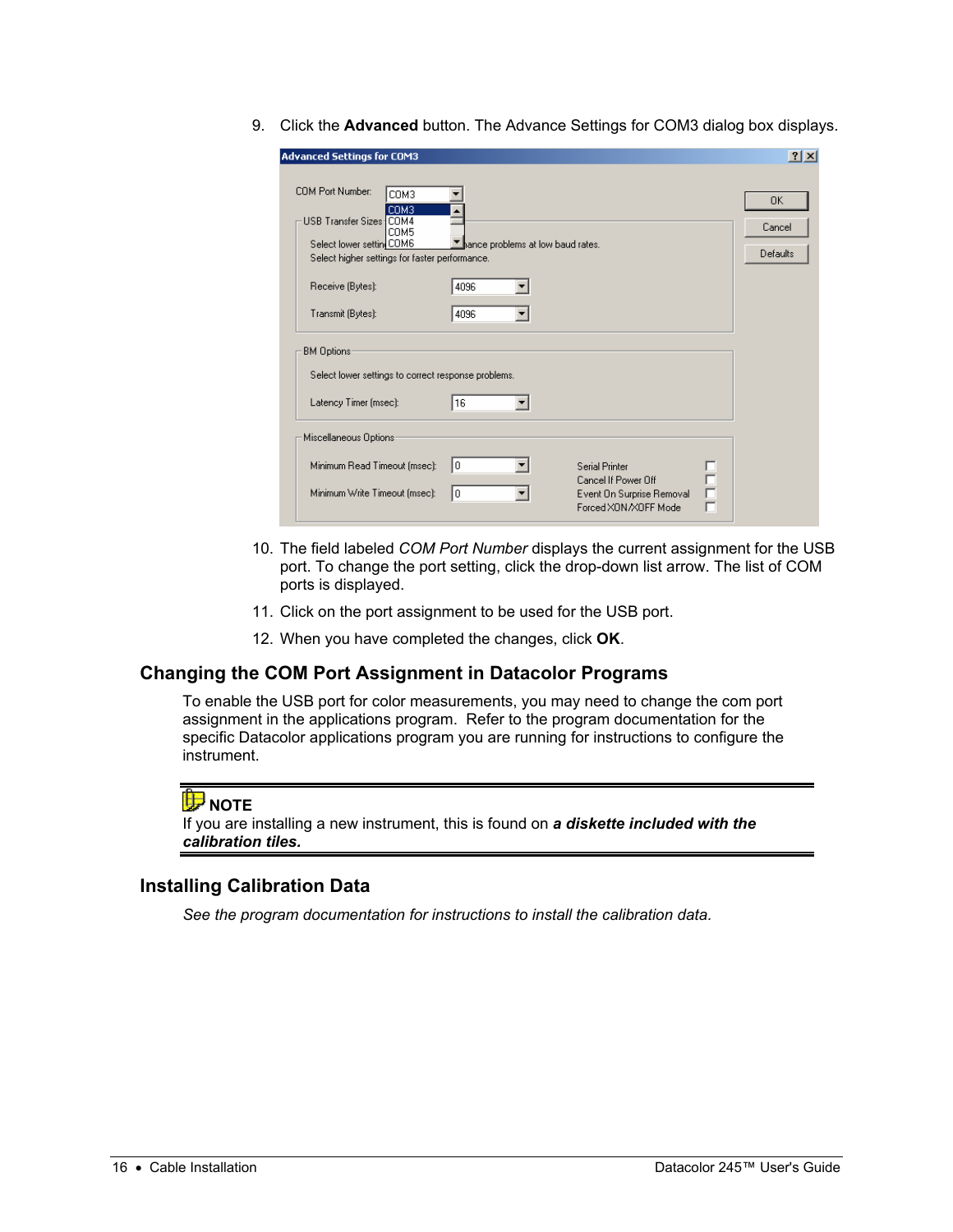9. Click the **Advanced** button. The Advance Settings for COM3 dialog box displays.

10. The field labeled *COM Port Number* displays the current assignment for the USB port. To change the port setting, click the drop-down list arrow. The list of COM ports is displayed.

11. Click on the port assignment to be used for the USB port.

12. When you have completed the changes, click **OK**.

## Changing the COM Port Assignment in Datacolor Programs

To enable the USB port for color measurements, you may need to change the com port assignment in the applications program. Refer to the program documentation for the specific Datacolor applications program you are running for instructions to configure the instrument.

**NOTE**

If you are installing a new instrument, this is found on ***a diskette included with the calibration tiles.***

## Installing Calibration Data

*See the program documentation for instructions to install the calibration data.*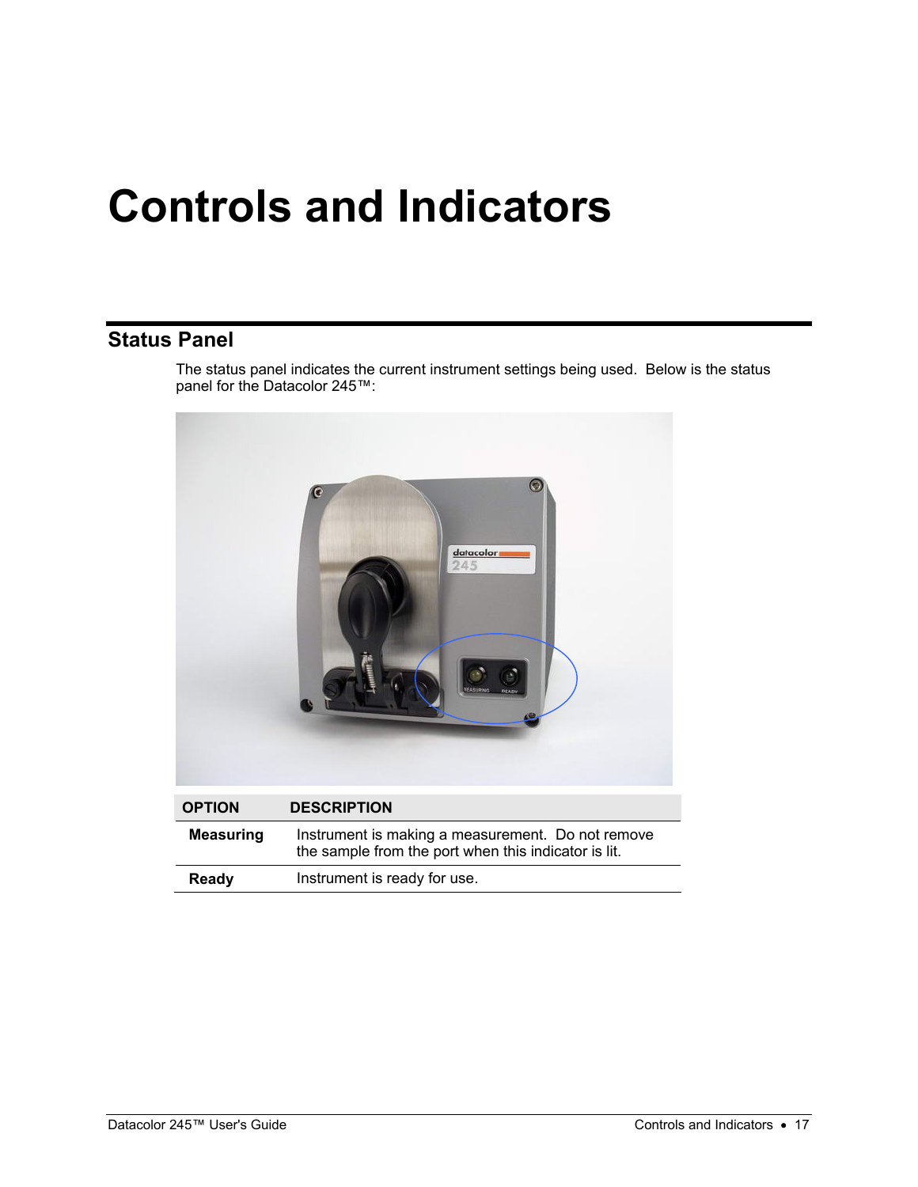# Controls and Indicators

## Status Panel

The status panel indicates the current instrument settings being used. Below is the status panel for the Datacolor 245™:

| OPTION | DESCRIPTION |
| --- | --- |
| **Measuring** | Instrument is making a measurement. Do not remove the sample from the port when this indicator is lit. |
| **Ready** | Instrument is ready for use. |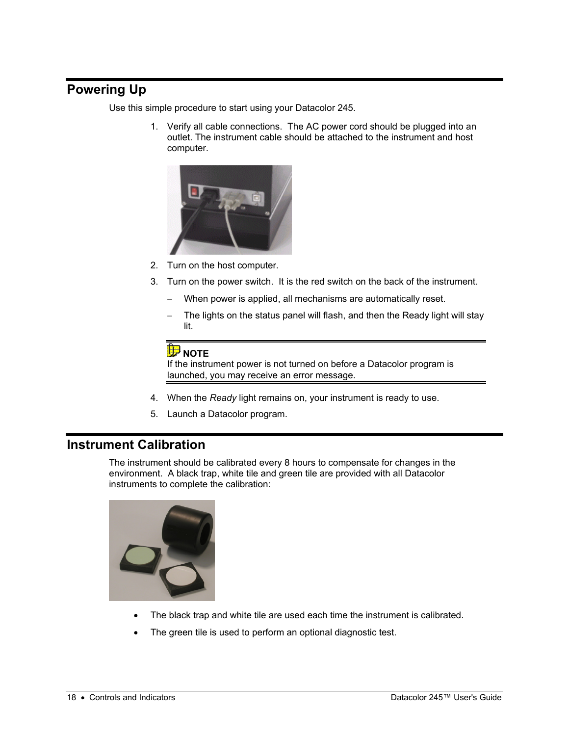## Powering Up

Use this simple procedure to start using your Datacolor 245.

1. Verify all cable connections. The AC power cord should be plugged into an outlet. The instrument cable should be attached to the instrument and host computer.

2. Turn on the host computer.
3. Turn on the power switch. It is the red switch on the back of the instrument.
   - When power is applied, all mechanisms are automatically reset.
   - The lights on the status panel will flash, and then the Ready light will stay lit.

> **NOTE**
> If the instrument power is not turned on before a Datacolor program is launched, you may receive an error message.

4. When the *Ready* light remains on, your instrument is ready to use.
5. Launch a Datacolor program.

## Instrument Calibration

The instrument should be calibrated every 8 hours to compensate for changes in the environment. A black trap, white tile and green tile are provided with all Datacolor instruments to complete the calibration:

- The black trap and white tile are used each time the instrument is calibrated.
- The green tile is used to perform an optional diagnostic test.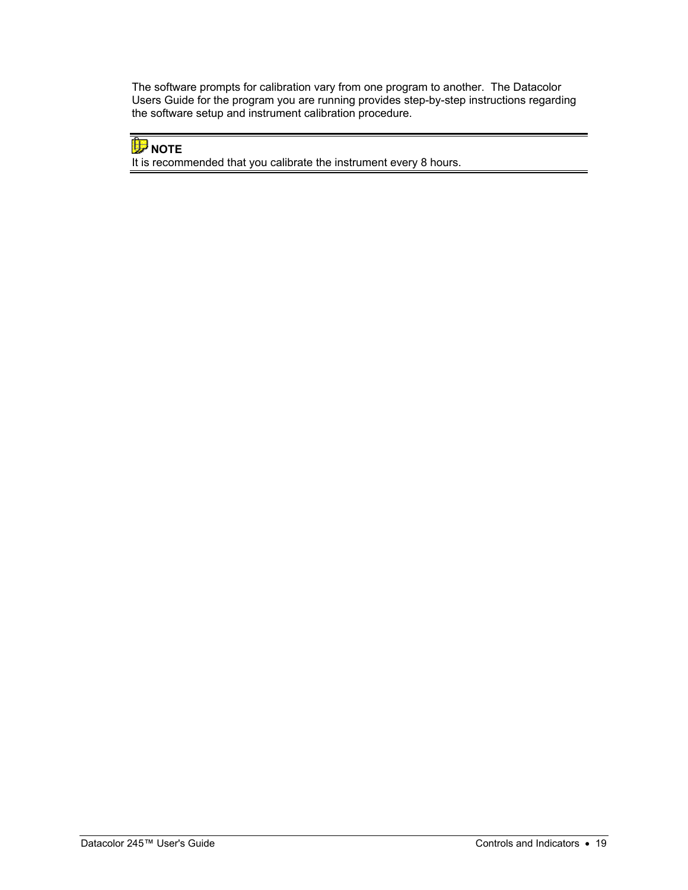The software prompts for calibration vary from one program to another. The Datacolor Users Guide for the program you are running provides step-by-step instructions regarding the software setup and instrument calibration procedure.

---

**NOTE**
It is recommended that you calibrate the instrument every 8 hours.

---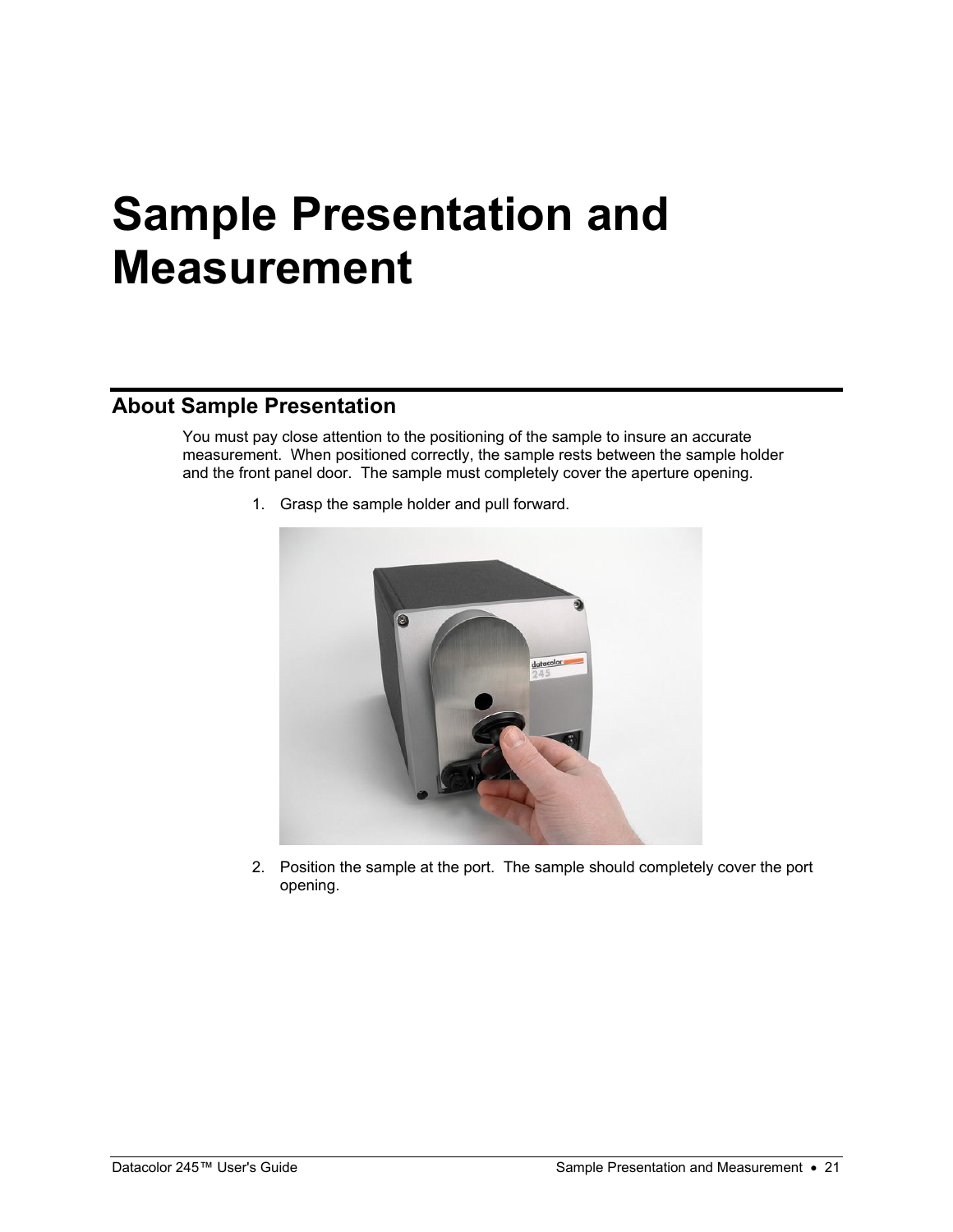# Sample Presentation and Measurement

## About Sample Presentation

You must pay close attention to the positioning of the sample to insure an accurate measurement. When positioned correctly, the sample rests between the sample holder and the front panel door. The sample must completely cover the aperture opening.

1. Grasp the sample holder and pull forward.

2. Position the sample at the port. The sample should completely cover the port opening.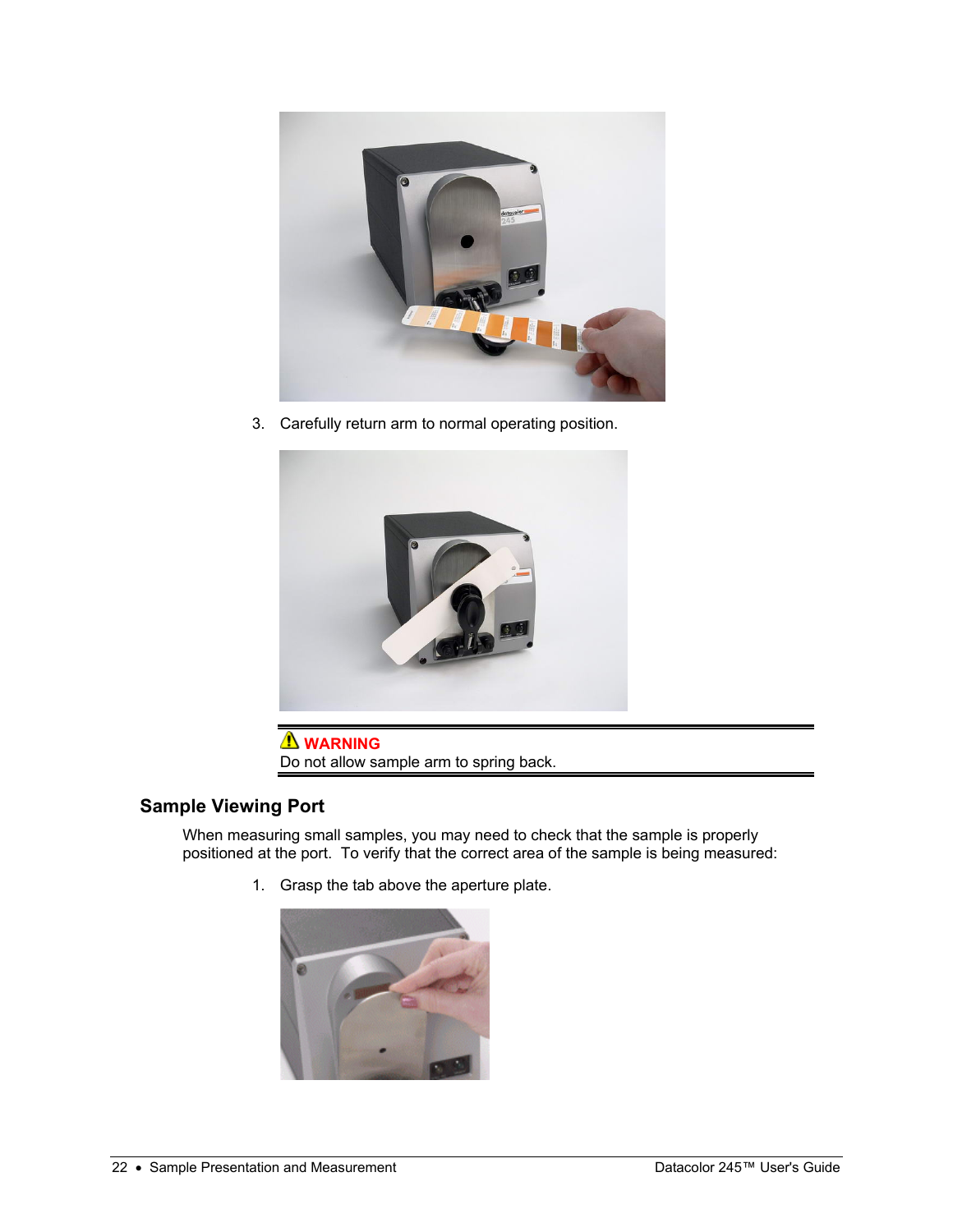3. Carefully return arm to normal operating position.

**⚠ WARNING**
Do not allow sample arm to spring back.

## Sample Viewing Port

When measuring small samples, you may need to check that the sample is properly positioned at the port. To verify that the correct area of the sample is being measured:

1. Grasp the tab above the aperture plate.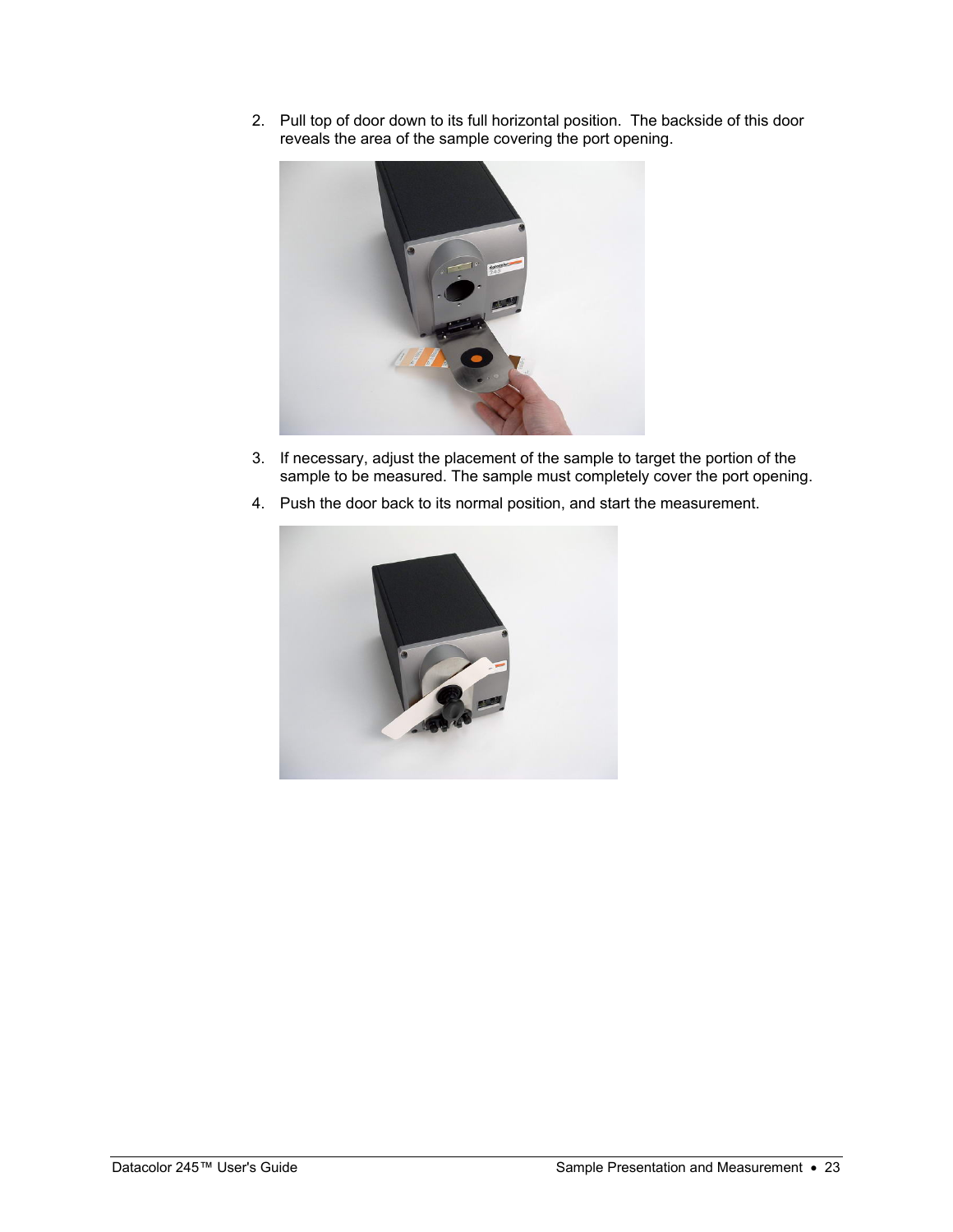2. Pull top of door down to its full horizontal position. The backside of this door reveals the area of the sample covering the port opening.

3. If necessary, adjust the placement of the sample to target the portion of the sample to be measured. The sample must completely cover the port opening.

4. Push the door back to its normal position, and start the measurement.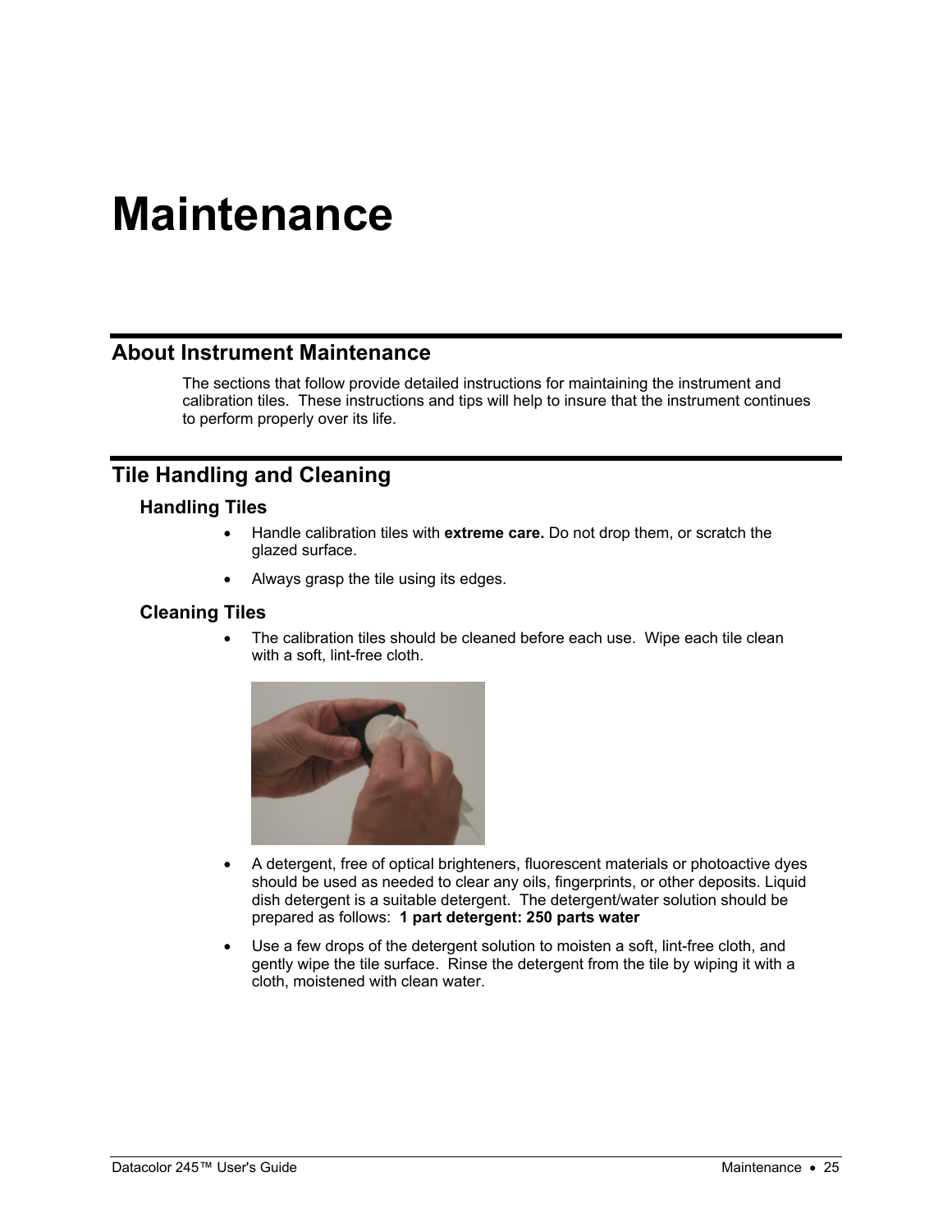# Maintenance

## About Instrument Maintenance

The sections that follow provide detailed instructions for maintaining the instrument and calibration tiles. These instructions and tips will help to insure that the instrument continues to perform properly over its life.

## Tile Handling and Cleaning

### Handling Tiles

- Handle calibration tiles with **extreme care.** Do not drop them, or scratch the glazed surface.
- Always grasp the tile using its edges.

### Cleaning Tiles

- The calibration tiles should be cleaned before each use. Wipe each tile clean with a soft, lint-free cloth.
- A detergent, free of optical brighteners, fluorescent materials or photoactive dyes should be used as needed to clear any oils, fingerprints, or other deposits. Liquid dish detergent is a suitable detergent. The detergent/water solution should be prepared as follows: **1 part detergent: 250 parts water**
- Use a few drops of the detergent solution to moisten a soft, lint-free cloth, and gently wipe the tile surface. Rinse the detergent from the tile by wiping it with a cloth, moistened with clean water.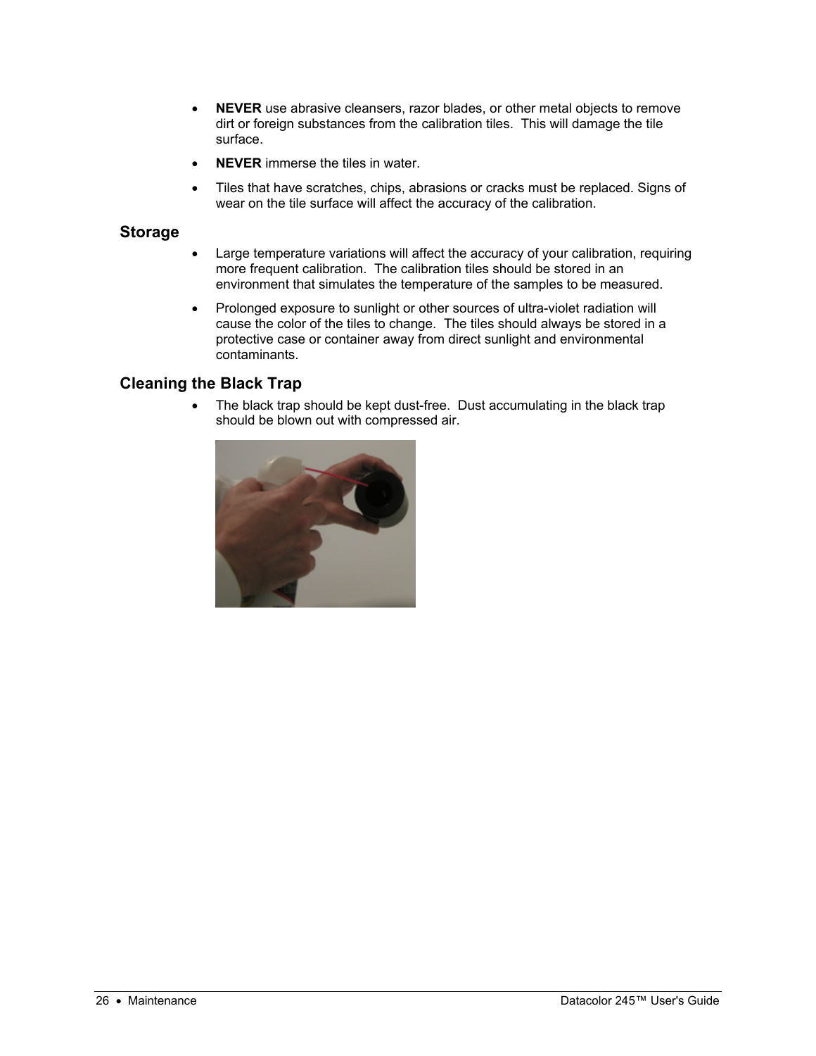- **NEVER** use abrasive cleansers, razor blades, or other metal objects to remove dirt or foreign substances from the calibration tiles. This will damage the tile surface.
- **NEVER** immerse the tiles in water.
- Tiles that have scratches, chips, abrasions or cracks must be replaced. Signs of wear on the tile surface will affect the accuracy of the calibration.

## Storage

- Large temperature variations will affect the accuracy of your calibration, requiring more frequent calibration. The calibration tiles should be stored in an environment that simulates the temperature of the samples to be measured.
- Prolonged exposure to sunlight or other sources of ultra-violet radiation will cause the color of the tiles to change. The tiles should always be stored in a protective case or container away from direct sunlight and environmental contaminants.

## Cleaning the Black Trap

- The black trap should be kept dust-free. Dust accumulating in the black trap should be blown out with compressed air.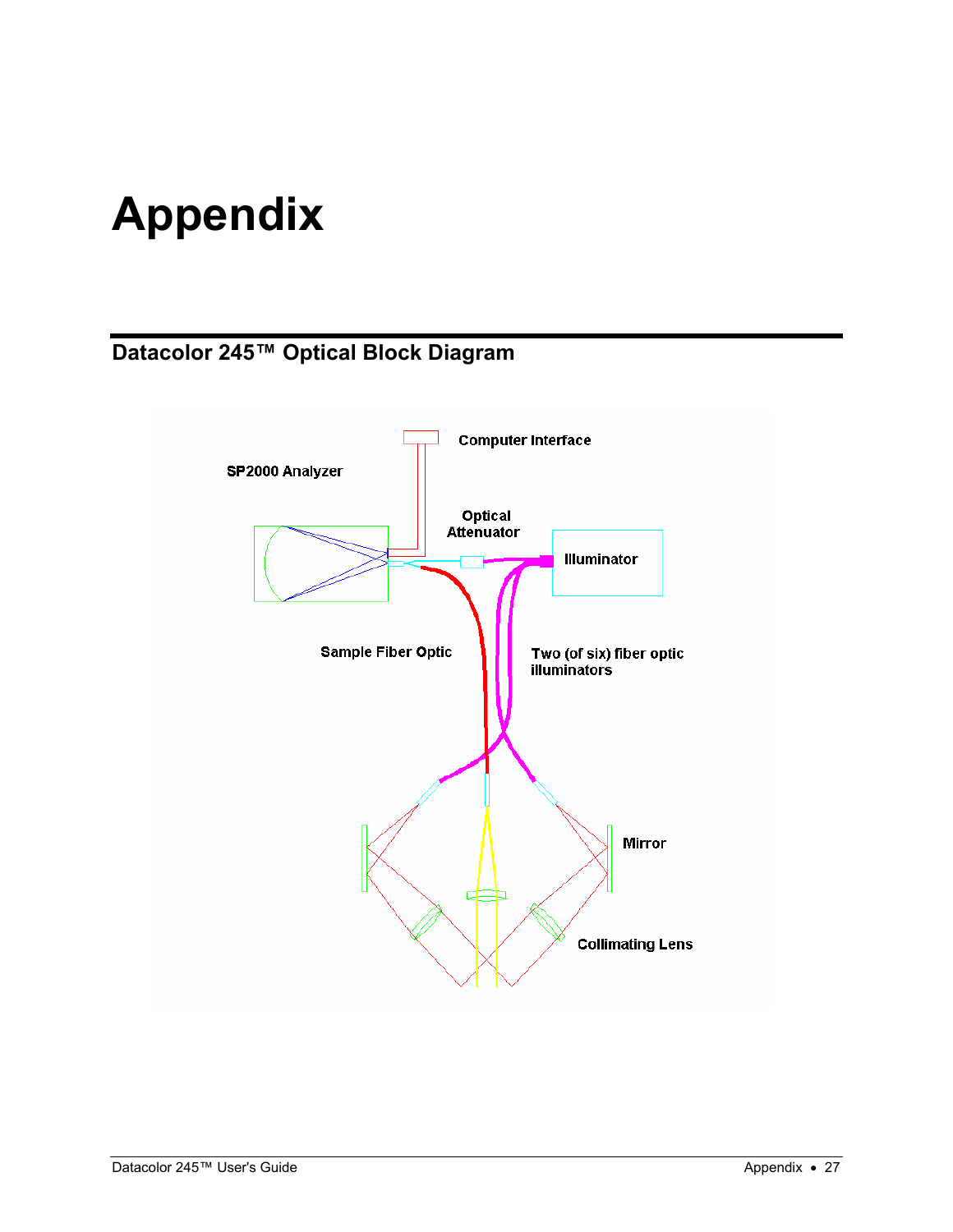# Appendix

## Datacolor 245™ Optical Block Diagram

Computer Interface

SP2000 Analyzer

Optical Attenuator

Illuminator

Sample Fiber Optic

Two (of six) fiber optic illuminators

Mirror

Collimating Lens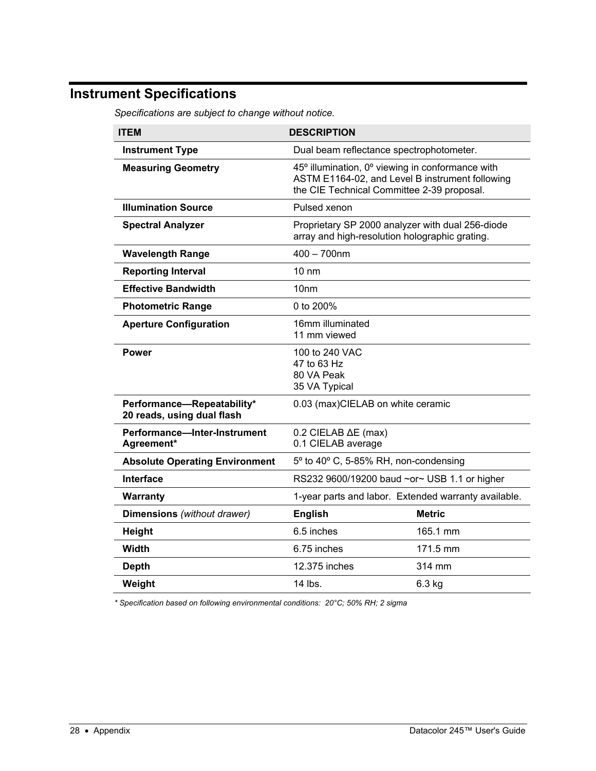## Instrument Specifications

*Specifications are subject to change without notice.*

| ITEM | DESCRIPTION | |
|---|---|---|
| **Instrument Type** | Dual beam reflectance spectrophotometer. | |
| **Measuring Geometry** | 45º illumination, 0º viewing in conformance with ASTM E1164-02, and Level B instrument following the CIE Technical Committee 2-39 proposal. | |
| **Illumination Source** | Pulsed xenon | |
| **Spectral Analyzer** | Proprietary SP 2000 analyzer with dual 256-diode array and high-resolution holographic grating. | |
| **Wavelength Range** | 400 – 700nm | |
| **Reporting Interval** | 10 nm | |
| **Effective Bandwidth** | 10nm | |
| **Photometric Range** | 0 to 200% | |
| **Aperture Configuration** | 16mm illuminated<br>11 mm viewed | |
| **Power** | 100 to 240 VAC<br>47 to 63 Hz<br>80 VA Peak<br>35 VA Typical | |
| **Performance—Repeatability\***<br>**20 reads, using dual flash** | 0.03 (max)CIELAB on white ceramic | |
| **Performance—Inter-Instrument Agreement\*** | 0.2 CIELAB ΔE (max)<br>0.1 CIELAB average | |
| **Absolute Operating Environment** | 5º to 40º C, 5-85% RH, non-condensing | |
| **Interface** | RS232 9600/19200 baud ~or~ USB 1.1 or higher | |
| **Warranty** | 1-year parts and labor. Extended warranty available. | |
| **Dimensions** *(without drawer)* | **English** | **Metric** |
| **Height** | 6.5 inches | 165.1 mm |
| **Width** | 6.75 inches | 171.5 mm |
| **Depth** | 12.375 inches | 314 mm |
| **Weight** | 14 lbs. | 6.3 kg |

*\* Specification based on following environmental conditions: 20°C; 50% RH; 2 sigma*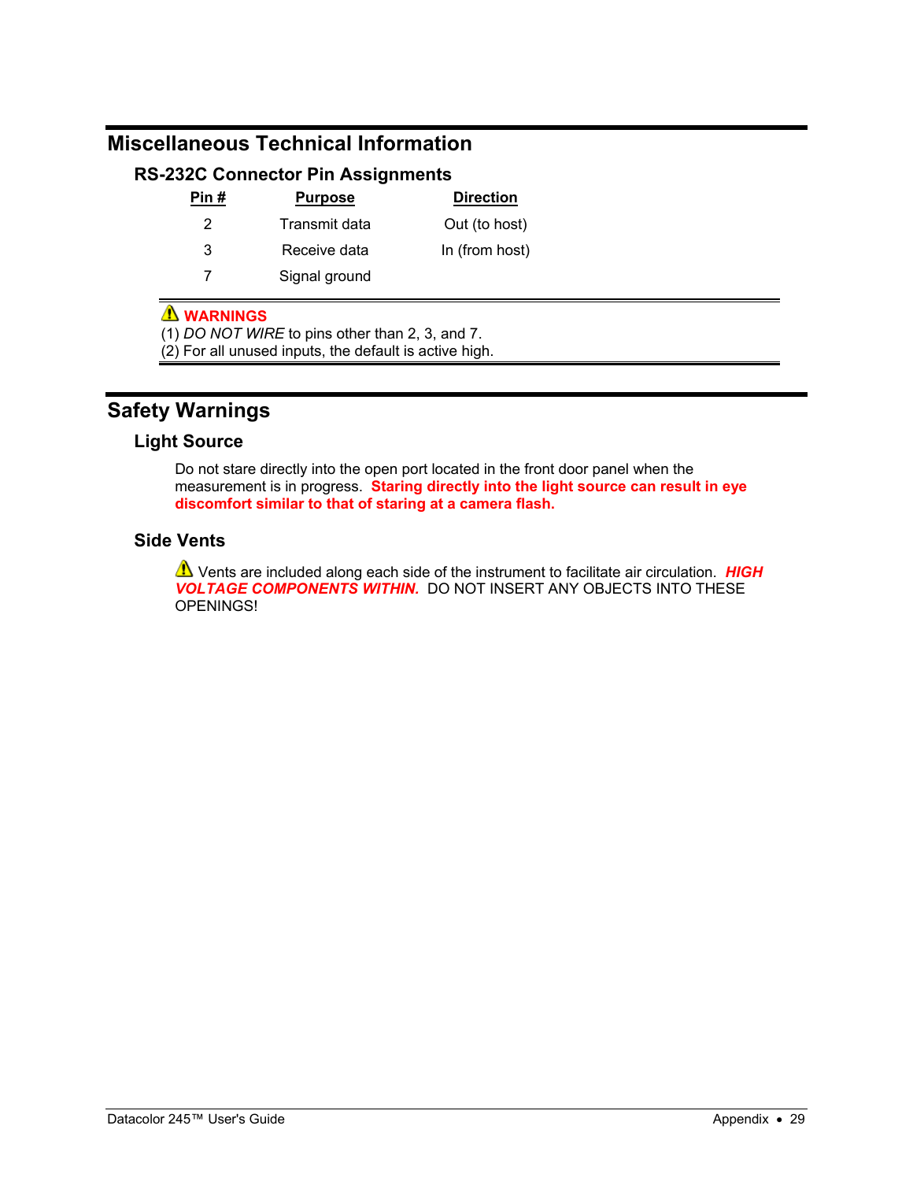# Miscellaneous Technical Information

## RS-232C Connector Pin Assignments

| Pin # | Purpose | Direction |
|---|---|---|
| 2 | Transmit data | Out (to host) |
| 3 | Receive data | In (from host) |
| 7 | Signal ground | |

⚠ **WARNINGS**
(1) *DO NOT WIRE* to pins other than 2, 3, and 7.
(2) For all unused inputs, the default is active high.

# Safety Warnings

## Light Source

Do not stare directly into the open port located in the front door panel when the measurement is in progress. **Staring directly into the light source can result in eye discomfort similar to that of staring at a camera flash.**

## Side Vents

⚠ Vents are included along each side of the instrument to facilitate air circulation. ***HIGH VOLTAGE COMPONENTS WITHIN.*** DO NOT INSERT ANY OBJECTS INTO THESE OPENINGS!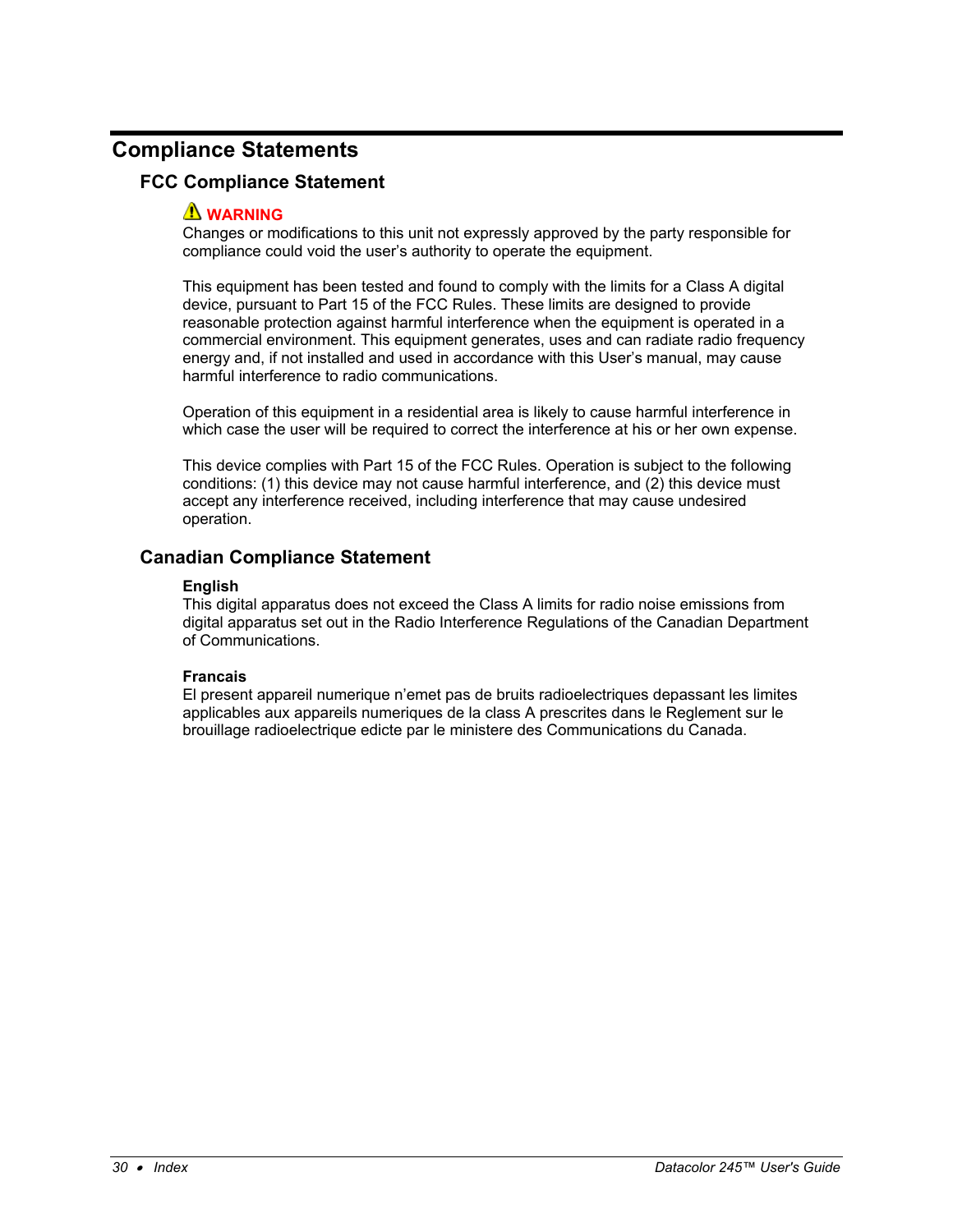# Compliance Statements

## FCC Compliance Statement

⚠ **WARNING**
Changes or modifications to this unit not expressly approved by the party responsible for compliance could void the user's authority to operate the equipment.

This equipment has been tested and found to comply with the limits for a Class A digital device, pursuant to Part 15 of the FCC Rules. These limits are designed to provide reasonable protection against harmful interference when the equipment is operated in a commercial environment. This equipment generates, uses and can radiate radio frequency energy and, if not installed and used in accordance with this User's manual, may cause harmful interference to radio communications.

Operation of this equipment in a residential area is likely to cause harmful interference in which case the user will be required to correct the interference at his or her own expense.

This device complies with Part 15 of the FCC Rules. Operation is subject to the following conditions: (1) this device may not cause harmful interference, and (2) this device must accept any interference received, including interference that may cause undesired operation.

## Canadian Compliance Statement

**English**
This digital apparatus does not exceed the Class A limits for radio noise emissions from digital apparatus set out in the Radio Interference Regulations of the Canadian Department of Communications.

**Francais**
El present appareil numerique n'emet pas de bruits radioelectriques depassant les limites applicables aux appareils numeriques de la class A prescrites dans le Reglement sur le brouillage radioelectrique edicte par le ministere des Communications du Canada.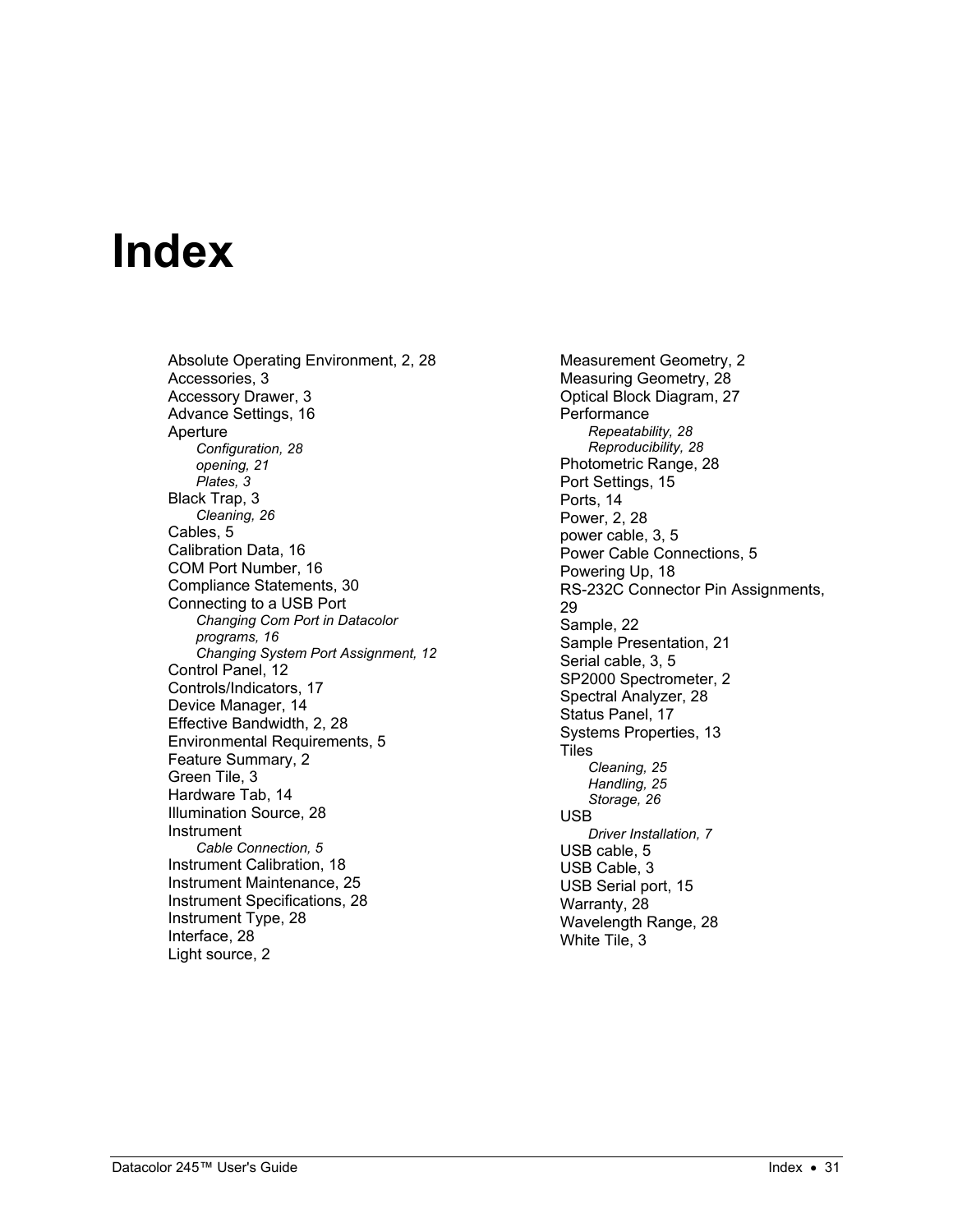# Index

Absolute Operating Environment, 2, 28
Accessories, 3
Accessory Drawer, 3
Advance Settings, 16
Aperture
  *Configuration, 28*
  *opening, 21*
  *Plates, 3*
Black Trap, 3
  *Cleaning, 26*
Cables, 5
Calibration Data, 16
COM Port Number, 16
Compliance Statements, 30
Connecting to a USB Port
  *Changing Com Port in Datacolor programs, 16*
  *Changing System Port Assignment, 12*
Control Panel, 12
Controls/Indicators, 17
Device Manager, 14
Effective Bandwidth, 2, 28
Environmental Requirements, 5
Feature Summary, 2
Green Tile, 3
Hardware Tab, 14
Illumination Source, 28
Instrument
  *Cable Connection, 5*
Instrument Calibration, 18
Instrument Maintenance, 25
Instrument Specifications, 28
Instrument Type, 28
Interface, 28
Light source, 2
Measurement Geometry, 2
Measuring Geometry, 28
Optical Block Diagram, 27
Performance
  *Repeatability, 28*
  *Reproducibility, 28*
Photometric Range, 28
Port Settings, 15
Ports, 14
Power, 2, 28
power cable, 3, 5
Power Cable Connections, 5
Powering Up, 18
RS-232C Connector Pin Assignments, 29
Sample, 22
Sample Presentation, 21
Serial cable, 3, 5
SP2000 Spectrometer, 2
Spectral Analyzer, 28
Status Panel, 17
Systems Properties, 13
Tiles
  *Cleaning, 25*
  *Handling, 25*
  *Storage, 26*
USB
  *Driver Installation, 7*
USB cable, 5
USB Cable, 3
USB Serial port, 15
Warranty, 28
Wavelength Range, 28
White Tile, 3